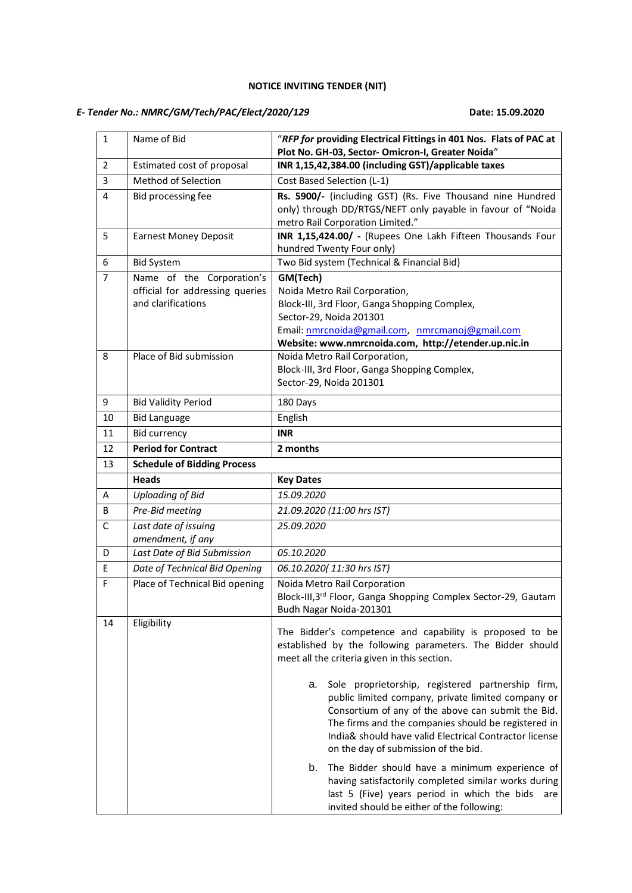# NOTICE INVITING TENDER (NIT)

***E- Tender No.: NMRC/GM/Tech/PAC/Elect/2020/129*** **Date: 15.09.2020**

| | | |
|---|---|---|
| 1 | Name of Bid | "***RFP for*** **providing Electrical Fittings in 401 Nos. Flats of PAC at Plot No. GH-03, Sector- Omicron-I, Greater Noida**" |
| 2 | Estimated cost of proposal | **INR 1,15,42,384.00 (including GST)/applicable taxes** |
| 3 | Method of Selection | Cost Based Selection (L-1) |
| 4 | Bid processing fee | **Rs. 5900/-** (including GST) (Rs. Five Thousand nine Hundred only) through DD/RTGS/NEFT only payable in favour of "Noida metro Rail Corporation Limited." |
| 5 | Earnest Money Deposit | **INR 1,15,424.00/ -** (Rupees One Lakh Fifteen Thousands Four hundred Twenty Four only) |
| 6 | Bid System | Two Bid system (Technical & Financial Bid) |
| 7 | Name of the Corporation's official for addressing queries and clarifications | **GM(Tech)**<br>Noida Metro Rail Corporation,<br>Block-III, 3rd Floor, Ganga Shopping Complex,<br>Sector-29, Noida 201301<br>Email: nmrcnoida@gmail.com, nmrcmanoj@gmail.com<br>**Website: www.nmrcnoida.com, http://etender.up.nic.in** |
| 8 | Place of Bid submission | Noida Metro Rail Corporation,<br>Block-III, 3rd Floor, Ganga Shopping Complex,<br>Sector-29, Noida 201301 |
| 9 | Bid Validity Period | 180 Days |
| 10 | Bid Language | English |
| 11 | Bid currency | **INR** |
| 12 | **Period for Contract** | **2 months** |
| 13 | **Schedule of Bidding Process** | |
| | **Heads** | **Key Dates** |
| A | *Uploading of Bid* | *15.09.2020* |
| B | *Pre-Bid meeting* | *21.09.2020 (11:00 hrs IST)* |
| C | *Last date of issuing amendment, if any* | *25.09.2020* |
| D | *Last Date of Bid Submission* | *05.10.2020* |
| E | *Date of Technical Bid Opening* | *06.10.2020( 11:30 hrs IST)* |
| F | Place of Technical Bid opening | Noida Metro Rail Corporation<br>Block-III,3rd Floor, Ganga Shopping Complex Sector-29, Gautam Budh Nagar Noida-201301 |
| 14 | Eligibility | The Bidder's competence and capability is proposed to be established by the following parameters. The Bidder should meet all the criteria given in this section.<br><br>a. Sole proprietorship, registered partnership firm, public limited company, private limited company or Consortium of any of the above can submit the Bid. The firms and the companies should be registered in India& should have valid Electrical Contractor license on the day of submission of the bid.<br><br>b. The Bidder should have a minimum experience of having satisfactorily completed similar works during last 5 (Five) years period in which the bids are invited should be either of the following: |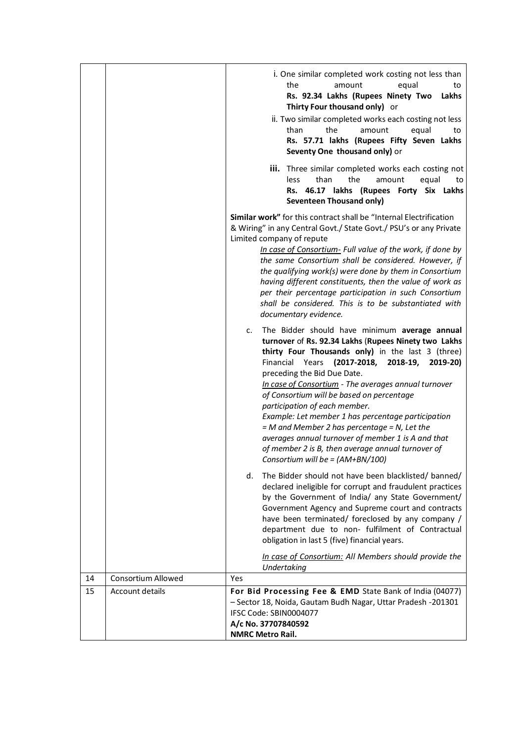| | | |
|---|---|---|
| | | i. One similar completed work costing not less than the amount equal to **Rs. 92.34 Lakhs (Rupees Ninety Two Lakhs Thirty Four thousand only)** or<br>ii. Two similar completed works each costing not less than the amount equal to **Rs. 57.71 lakhs (Rupees Fifty Seven Lakhs Seventy One thousand only)** or<br>**iii.** Three similar completed works each costing not less than the amount equal to **Rs. 46.17 lakhs (Rupees Forty Six Lakhs Seventeen Thousand only)**<br><br>**Similar work"** for this contract shall be "Internal Electrification & Wiring" in any Central Govt./ State Govt./ PSU's or any Private Limited company of repute<br>*<u>In case of Consortium-</u> Full value of the work, if done by the same Consortium shall be considered. However, if the qualifying work(s) were done by them in Consortium having different constituents, then the value of work as per their percentage participation in such Consortium shall be considered. This is to be substantiated with documentary evidence.*<br><br>c. The Bidder should have minimum **average annual turnover** of **Rs. 92.34 Lakhs** (**Rupees Ninety two Lakhs thirty Four Thousands only)** in the last 3 (three) Financial Years **(2017-2018, 2018-19, 2019-20)** preceding the Bid Due Date.<br>*<u>In case of Consortium</u> - The averages annual turnover of Consortium will be based on percentage participation of each member.*<br>*Example: Let member 1 has percentage participation = M and Member 2 has percentage = N, Let the averages annual turnover of member 1 is A and that of member 2 is B, then average annual turnover of Consortium will be = (AM+BN/100)*<br><br>d. The Bidder should not have been blacklisted/ banned/ declared ineligible for corrupt and fraudulent practices by the Government of India/ any State Government/ Government Agency and Supreme court and contracts have been terminated/ foreclosed by any company / department due to non- fulfilment of Contractual obligation in last 5 (five) financial years.<br><br>*<u>In case of Consortium:</u> All Members should provide the Undertaking* |
| 14 | Consortium Allowed | Yes |
| 15 | Account details | **For Bid Processing Fee & EMD** State Bank of India (04077) – Sector 18, Noida, Gautam Budh Nagar, Uttar Pradesh -201301<br>IFSC Code: SBIN0004077<br>**A/c No. 37707840592**<br>**NMRC Metro Rail.** |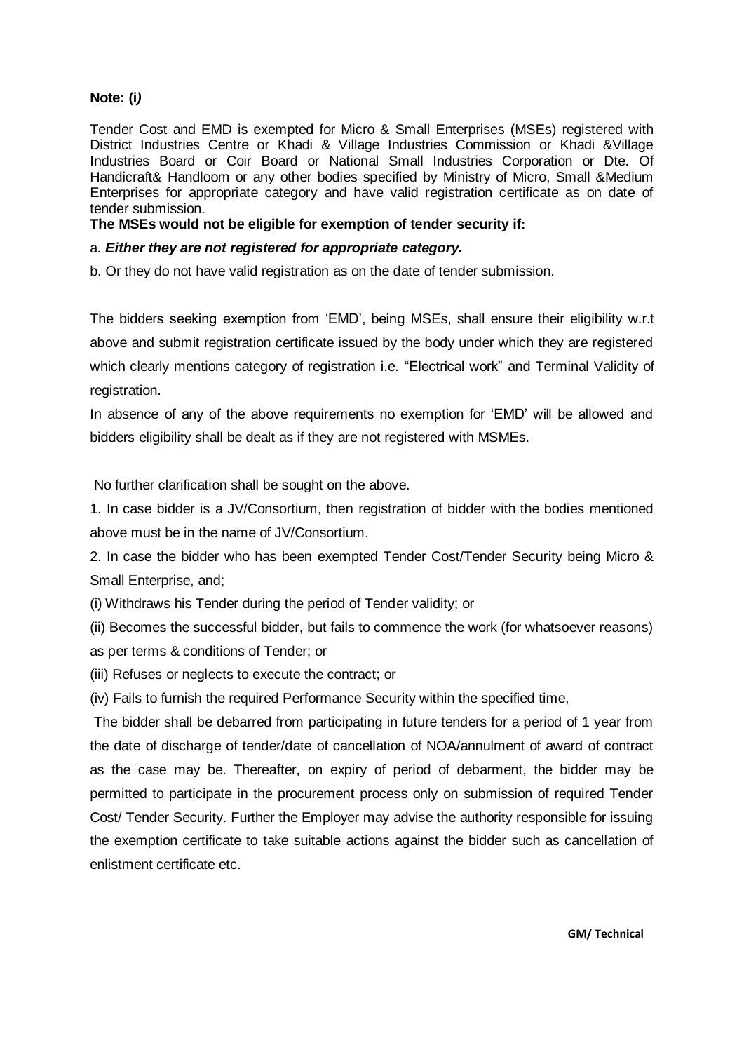**Note: (i*)***

Tender Cost and EMD is exempted for Micro & Small Enterprises (MSEs) registered with District Industries Centre or Khadi & Village Industries Commission or Khadi &Village Industries Board or Coir Board or National Small Industries Corporation or Dte. Of Handicraft& Handloom or any other bodies specified by Ministry of Micro, Small &Medium Enterprises for appropriate category and have valid registration certificate as on date of tender submission.

**The MSEs would not be eligible for exemption of tender security if:**

a. ***Either they are not registered for appropriate category.***

b. Or they do not have valid registration as on the date of tender submission.

The bidders seeking exemption from 'EMD', being MSEs, shall ensure their eligibility w.r.t above and submit registration certificate issued by the body under which they are registered which clearly mentions category of registration i.e. "Electrical work" and Terminal Validity of registration.

In absence of any of the above requirements no exemption for 'EMD' will be allowed and bidders eligibility shall be dealt as if they are not registered with MSMEs.

No further clarification shall be sought on the above.

1. In case bidder is a JV/Consortium, then registration of bidder with the bodies mentioned above must be in the name of JV/Consortium.

2. In case the bidder who has been exempted Tender Cost/Tender Security being Micro & Small Enterprise, and;

(i) Withdraws his Tender during the period of Tender validity; or

(ii) Becomes the successful bidder, but fails to commence the work (for whatsoever reasons) as per terms & conditions of Tender; or

(iii) Refuses or neglects to execute the contract; or

(iv) Fails to furnish the required Performance Security within the specified time,

The bidder shall be debarred from participating in future tenders for a period of 1 year from the date of discharge of tender/date of cancellation of NOA/annulment of award of contract as the case may be. Thereafter, on expiry of period of debarment, the bidder may be permitted to participate in the procurement process only on submission of required Tender Cost/ Tender Security. Further the Employer may advise the authority responsible for issuing the exemption certificate to take suitable actions against the bidder such as cancellation of enlistment certificate etc.

**GM/ Technical**